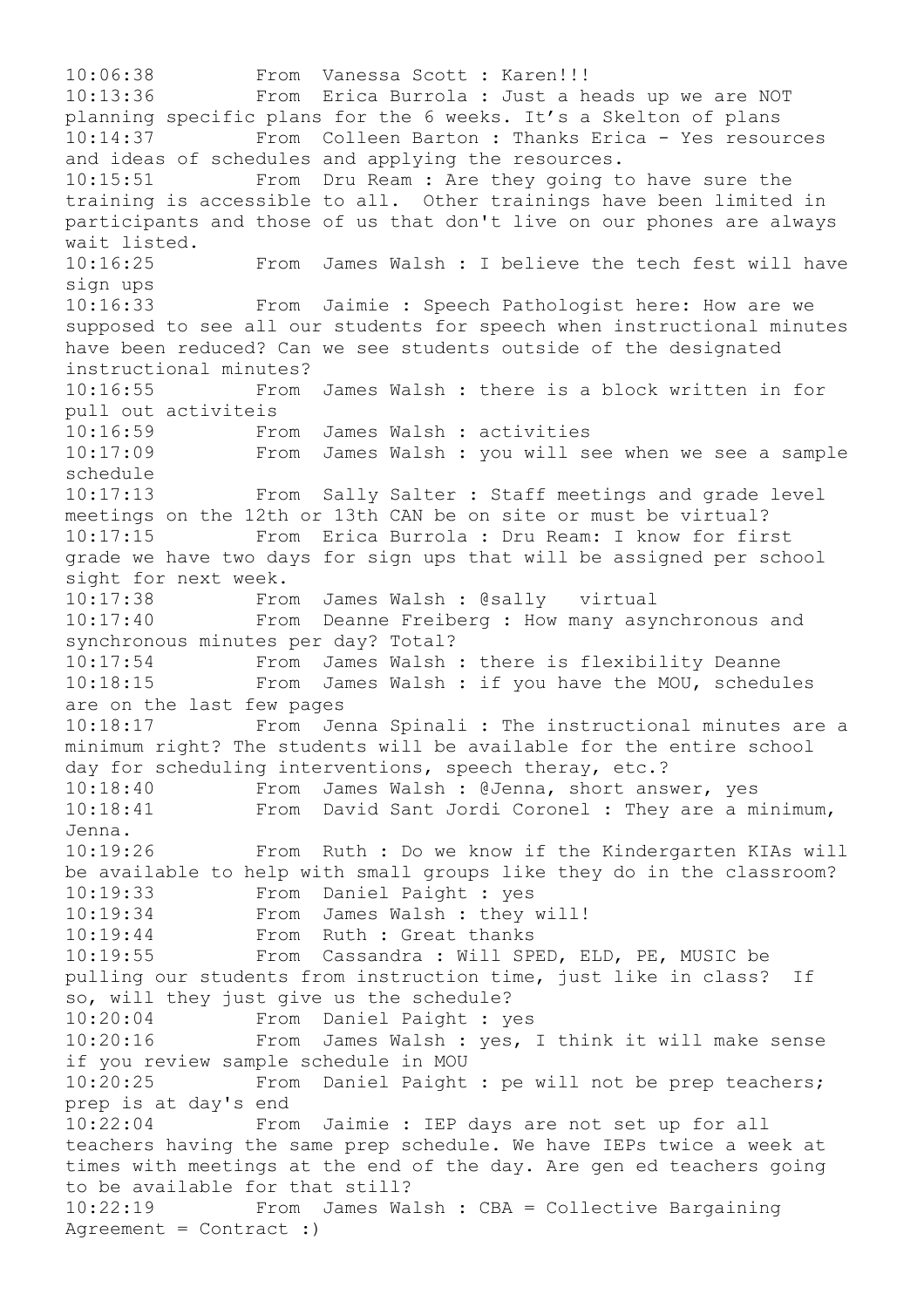10:06:38 From Vanessa Scott : Karen!!!

10:13:36 From Erica Burrola : Just a heads up we are NOT planning specific plans for the 6 weeks. It's a Skelton of plans

10:14:37 From Colleen Barton : Thanks Erica - Yes resources and ideas of schedules and applying the resources.

10:15:51 From Dru Ream : Are they going to have sure the training is accessible to all. Other trainings have been limited in participants and those of us that don't live on our phones are always wait listed.

10:16:25 From James Walsh : I believe the tech fest will have sign ups

10:16:33 From Jaimie : Speech Pathologist here: How are we supposed to see all our students for speech when instructional minutes have been reduced? Can we see students outside of the designated instructional minutes?

10:16:55 From James Walsh : there is a block written in for pull out activiteis

10:16:59 From James Walsh : activities

10:17:09 From James Walsh : you will see when we see a sample schedule

10:17:13 From Sally Salter : Staff meetings and grade level meetings on the 12th or 13th CAN be on site or must be virtual?

10:17:15 From Erica Burrola : Dru Ream: I know for first grade we have two days for sign ups that will be assigned per school sight for next week.

10:17:38 From James Walsh : @sally virtual

10:17:40 From Deanne Freiberg : How many asynchronous and synchronous minutes per day? Total?

10:17:54 From James Walsh : there is flexibility Deanne

10:18:15 From James Walsh : if you have the MOU, schedules are on the last few pages

10:18:17 From Jenna Spinali : The instructional minutes are a minimum right? The students will be available for the entire school day for scheduling interventions, speech theray, etc.?

10:18:40 From James Walsh : @Jenna, short answer, yes

10:18:41 From David Sant Jordi Coronel : They are a minimum, Jenna.

10:19:26 From Ruth : Do we know if the Kindergarten KIAs will be available to help with small groups like they do in the classroom?

10:19:33 From Daniel Paight : yes

10:19:34 From James Walsh : they will!

10:19:44 From Ruth : Great thanks

10:19:55 From Cassandra : Will SPED, ELD, PE, MUSIC be pulling our students from instruction time, just like in class? If so, will they just give us the schedule?

10:20:04 From Daniel Paight : yes

10:20:16 From James Walsh : yes, I think it will make sense if you review sample schedule in MOU

10:20:25 From Daniel Paight : pe will not be prep teachers; prep is at day's end

10:22:04 From Jaimie : IEP days are not set up for all teachers having the same prep schedule. We have IEPs twice a week at times with meetings at the end of the day. Are gen ed teachers going to be available for that still?

10:22:19 From James Walsh : CBA = Collective Bargaining Agreement = Contract :)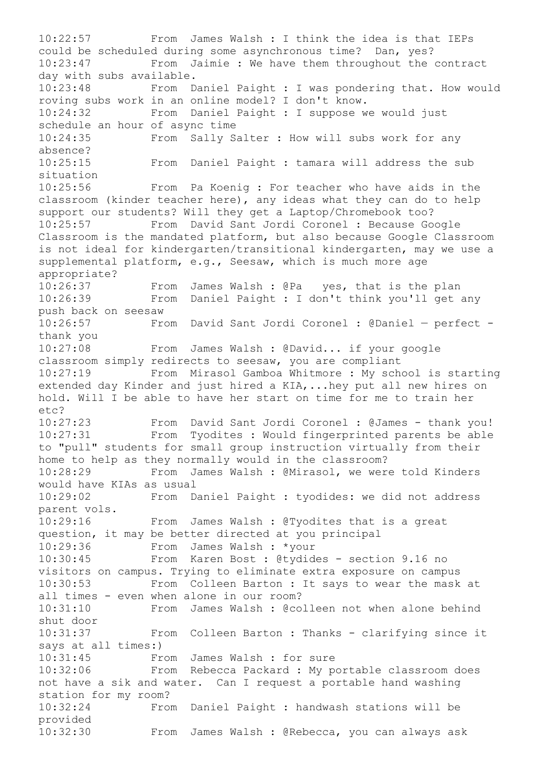10:22:57 From James Walsh : I think the idea is that IEPs could be scheduled during some asynchronous time? Dan, yes?
10:23:47 From Jaimie : We have them throughout the contract day with subs available.
10:23:48 From Daniel Paight : I was pondering that. How would roving subs work in an online model? I don't know.
10:24:32 From Daniel Paight : I suppose we would just schedule an hour of async time
10:24:35 From Sally Salter : How will subs work for any absence?
10:25:15 From Daniel Paight : tamara will address the sub situation
10:25:56 From Pa Koenig : For teacher who have aids in the classroom (kinder teacher here), any ideas what they can do to help support our students? Will they get a Laptop/Chromebook too?
10:25:57 From David Sant Jordi Coronel : Because Google Classroom is the mandated platform, but also because Google Classroom is not ideal for kindergarten/transitional kindergarten, may we use a supplemental platform, e.g., Seesaw, which is much more age appropriate?
10:26:37 From James Walsh : @Pa yes, that is the plan
10:26:39 From Daniel Paight : I don't think you'll get any push back on seesaw
10:26:57 From David Sant Jordi Coronel : @Daniel — perfect - thank you
10:27:08 From James Walsh : @David... if your google classroom simply redirects to seesaw, you are compliant
10:27:19 From Mirasol Gamboa Whitmore : My school is starting extended day Kinder and just hired a KIA,...hey put all new hires on hold. Will I be able to have her start on time for me to train her etc?
10:27:23 From David Sant Jordi Coronel : @James - thank you!
10:27:31 From Tyodites : Would fingerprinted parents be able to "pull" students for small group instruction virtually from their home to help as they normally would in the classroom?
10:28:29 From James Walsh : @Mirasol, we were told Kinders would have KIAs as usual
10:29:02 From Daniel Paight : tyodides: we did not address parent vols.
10:29:16 From James Walsh : @Tyodites that is a great question, it may be better directed at you principal
10:29:36 From James Walsh : *your
10:30:45 From Karen Bost : @tydides - section 9.16 no visitors on campus. Trying to eliminate extra exposure on campus
10:30:53 From Colleen Barton : It says to wear the mask at all times - even when alone in our room?
10:31:10 From James Walsh : @colleen not when alone behind shut door
10:31:37 From Colleen Barton : Thanks - clarifying since it says at all times:)
10:31:45 From James Walsh : for sure
10:32:06 From Rebecca Packard : My portable classroom does not have a sik and water. Can I request a portable hand washing station for my room?
10:32:24 From Daniel Paight : handwash stations will be provided
10:32:30 From James Walsh : @Rebecca, you can always ask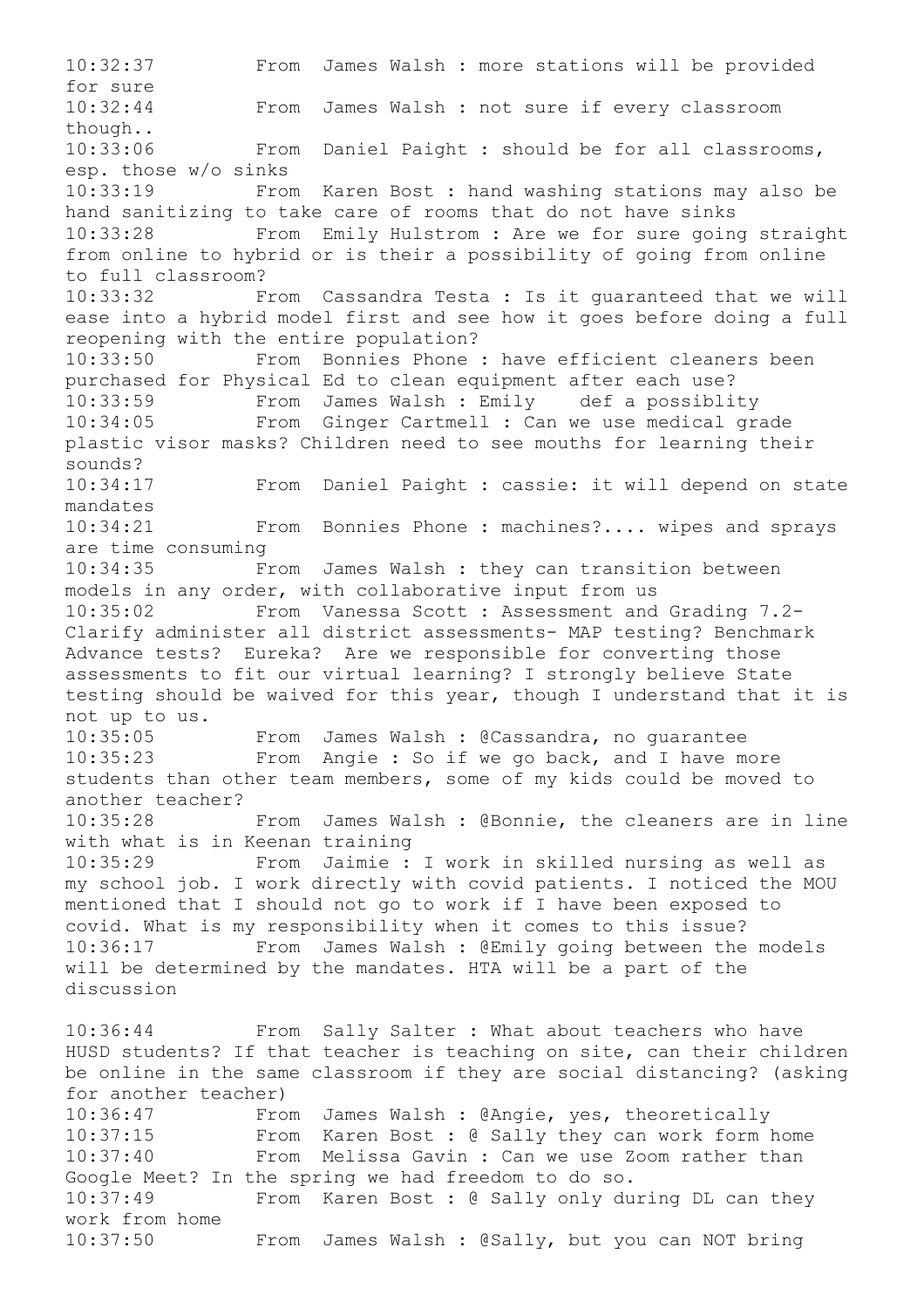10:32:37	From James Walsh : more stations will be provided for sure
10:32:44	From James Walsh : not sure if every classroom though..
10:33:06	From Daniel Paight : should be for all classrooms, esp. those w/o sinks
10:33:19	From Karen Bost : hand washing stations may also be hand sanitizing to take care of rooms that do not have sinks
10:33:28	From Emily Hulstrom : Are we for sure going straight from online to hybrid or is their a possibility of going from online to full classroom?
10:33:32	From Cassandra Testa : Is it guaranteed that we will ease into a hybrid model first and see how it goes before doing a full reopening with the entire population?
10:33:50	From Bonnies Phone : have efficient cleaners been purchased for Physical Ed to clean equipment after each use?
10:33:59	From James Walsh : Emily	def a possiblity
10:34:05	From Ginger Cartmell : Can we use medical grade plastic visor masks? Children need to see mouths for learning their sounds?
10:34:17	From Daniel Paight : cassie: it will depend on state mandates
10:34:21	From Bonnies Phone : machines?.... wipes and sprays are time consuming
10:34:35	From James Walsh : they can transition between models in any order, with collaborative input from us
10:35:02	From Vanessa Scott : Assessment and Grading 7.2- Clarify administer all district assessments- MAP testing? Benchmark Advance tests? Eureka? Are we responsible for converting those assessments to fit our virtual learning? I strongly believe State testing should be waived for this year, though I understand that it is not up to us.
10:35:05	From James Walsh : @Cassandra, no guarantee
10:35:23	From Angie : So if we go back, and I have more students than other team members, some of my kids could be moved to another teacher?
10:35:28	From James Walsh : @Bonnie, the cleaners are in line with what is in Keenan training
10:35:29	From Jaimie : I work in skilled nursing as well as my school job. I work directly with covid patients. I noticed the MOU mentioned that I should not go to work if I have been exposed to covid. What is my responsibility when it comes to this issue?
10:36:17	From James Walsh : @Emily going between the models will be determined by the mandates. HTA will be a part of the discussion

10:36:44	From Sally Salter : What about teachers who have HUSD students? If that teacher is teaching on site, can their children be online in the same classroom if they are social distancing? (asking for another teacher)
10:36:47	From James Walsh : @Angie, yes, theoretically
10:37:15	From Karen Bost : @ Sally they can work form home
10:37:40	From Melissa Gavin : Can we use Zoom rather than Google Meet? In the spring we had freedom to do so.
10:37:49	From Karen Bost : @ Sally only during DL can they work from home
10:37:50	From James Walsh : @Sally, but you can NOT bring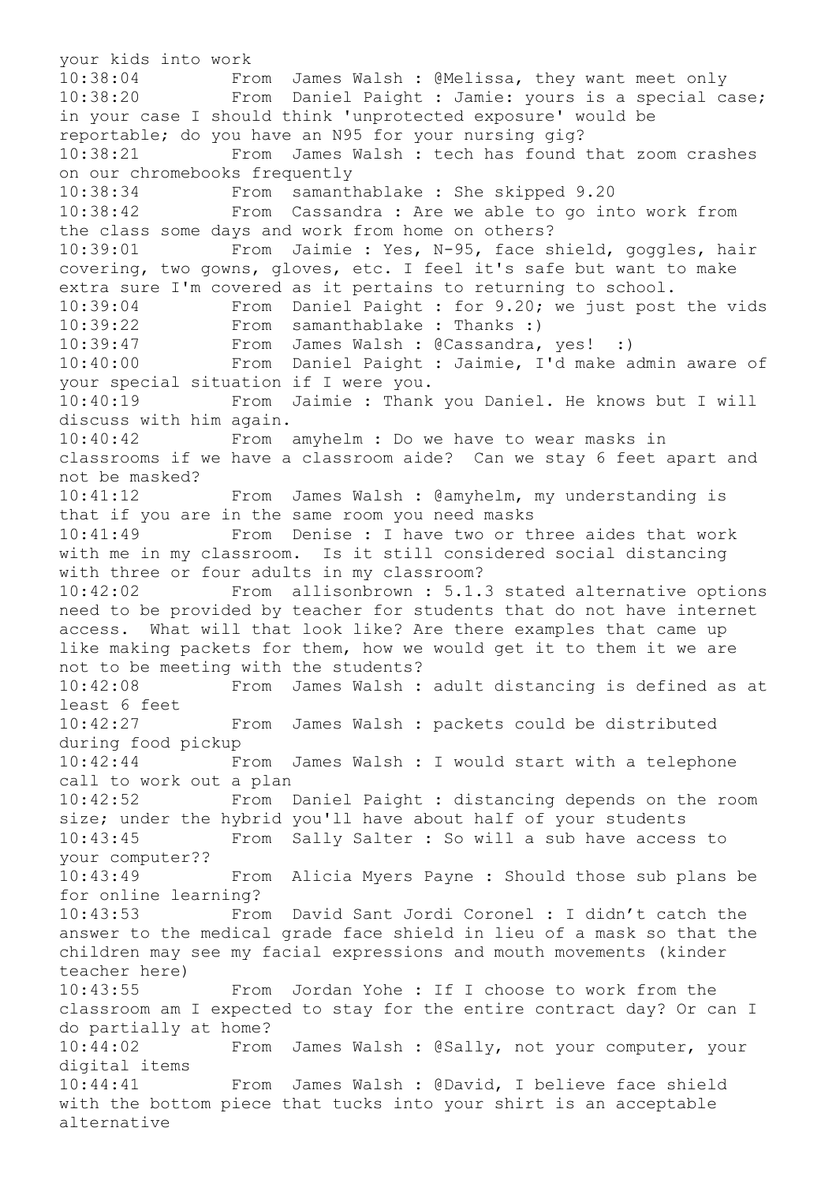your kids into work

10:38:04 From James Walsh : @Melissa, they want meet only

10:38:20 From Daniel Paight : Jamie: yours is a special case; in your case I should think 'unprotected exposure' would be reportable; do you have an N95 for your nursing gig?

10:38:21 From James Walsh : tech has found that zoom crashes on our chromebooks frequently

10:38:34 From samanthablake : She skipped 9.20

10:38:42 From Cassandra : Are we able to go into work from the class some days and work from home on others?

10:39:01 From Jaimie : Yes, N-95, face shield, goggles, hair covering, two gowns, gloves, etc. I feel it's safe but want to make extra sure I'm covered as it pertains to returning to school.

10:39:04 From Daniel Paight : for 9.20; we just post the vids

10:39:22 From samanthablake : Thanks :)

10:39:47 From James Walsh : @Cassandra, yes! :)

10:40:00 From Daniel Paight : Jaimie, I'd make admin aware of your special situation if I were you.

10:40:19 From Jaimie : Thank you Daniel. He knows but I will discuss with him again.

10:40:42 From amyhelm : Do we have to wear masks in classrooms if we have a classroom aide? Can we stay 6 feet apart and not be masked?

10:41:12 From James Walsh : @amyhelm, my understanding is that if you are in the same room you need masks

10:41:49 From Denise : I have two or three aides that work with me in my classroom. Is it still considered social distancing with three or four adults in my classroom?

10:42:02 From allisonbrown : 5.1.3 stated alternative options need to be provided by teacher for students that do not have internet access. What will that look like? Are there examples that came up like making packets for them, how we would get it to them it we are not to be meeting with the students?

10:42:08 From James Walsh : adult distancing is defined as at least 6 feet

10:42:27 From James Walsh : packets could be distributed during food pickup

10:42:44 From James Walsh : I would start with a telephone call to work out a plan

10:42:52 From Daniel Paight : distancing depends on the room size; under the hybrid you'll have about half of your students

10:43:45 From Sally Salter : So will a sub have access to your computer??

10:43:49 From Alicia Myers Payne : Should those sub plans be for online learning?

10:43:53 From David Sant Jordi Coronel : I didn't catch the answer to the medical grade face shield in lieu of a mask so that the children may see my facial expressions and mouth movements (kinder teacher here)

10:43:55 From Jordan Yohe : If I choose to work from the classroom am I expected to stay for the entire contract day? Or can I do partially at home?

10:44:02 From James Walsh : @Sally, not your computer, your digital items

10:44:41 From James Walsh : @David, I believe face shield with the bottom piece that tucks into your shirt is an acceptable alternative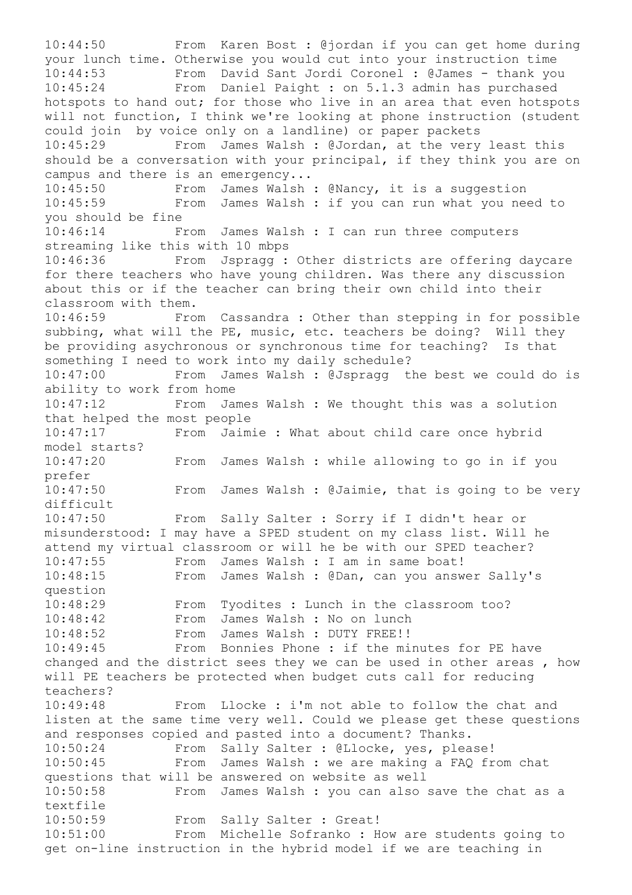10:44:50 From Karen Bost : @jordan if you can get home during your lunch time. Otherwise you would cut into your instruction time

10:44:53 From David Sant Jordi Coronel : @James - thank you

10:45:24 From Daniel Paight : on 5.1.3 admin has purchased hotspots to hand out; for those who live in an area that even hotspots will not function, I think we're looking at phone instruction (student could join by voice only on a landline) or paper packets

10:45:29 From James Walsh : @Jordan, at the very least this should be a conversation with your principal, if they think you are on campus and there is an emergency...

10:45:50 From James Walsh : @Nancy, it is a suggestion

10:45:59 From James Walsh : if you can run what you need to you should be fine

10:46:14 From James Walsh : I can run three computers streaming like this with 10 mbps

10:46:36 From Jspragg : Other districts are offering daycare for there teachers who have young children. Was there any discussion about this or if the teacher can bring their own child into their classroom with them.

10:46:59 From Cassandra : Other than stepping in for possible subbing, what will the PE, music, etc. teachers be doing? Will they be providing asychronous or synchronous time for teaching? Is that something I need to work into my daily schedule?

10:47:00 From James Walsh : @Jspragg the best we could do is ability to work from home

10:47:12 From James Walsh : We thought this was a solution that helped the most people

10:47:17 From Jaimie : What about child care once hybrid model starts?

10:47:20 From James Walsh : while allowing to go in if you prefer

10:47:50 From James Walsh : @Jaimie, that is going to be very difficult

10:47:50 From Sally Salter : Sorry if I didn't hear or misunderstood: I may have a SPED student on my class list. Will he attend my virtual classroom or will he be with our SPED teacher?

10:47:55 From James Walsh : I am in same boat!

10:48:15 From James Walsh : @Dan, can you answer Sally's question

10:48:29 From Tyodites : Lunch in the classroom too?

10:48:42 From James Walsh : No on lunch

10:48:52 From James Walsh : DUTY FREE!!

10:49:45 From Bonnies Phone : if the minutes for PE have changed and the district sees they we can be used in other areas , how will PE teachers be protected when budget cuts call for reducing teachers?

10:49:48 From Llocke : i'm not able to follow the chat and listen at the same time very well. Could we please get these questions and responses copied and pasted into a document? Thanks.

10:50:24 From Sally Salter : @Llocke, yes, please!

10:50:45 From James Walsh : we are making a FAQ from chat questions that will be answered on website as well

10:50:58 From James Walsh : you can also save the chat as a textfile

10:50:59 From Sally Salter : Great!

10:51:00 From Michelle Sofranko : How are students going to get on-line instruction in the hybrid model if we are teaching in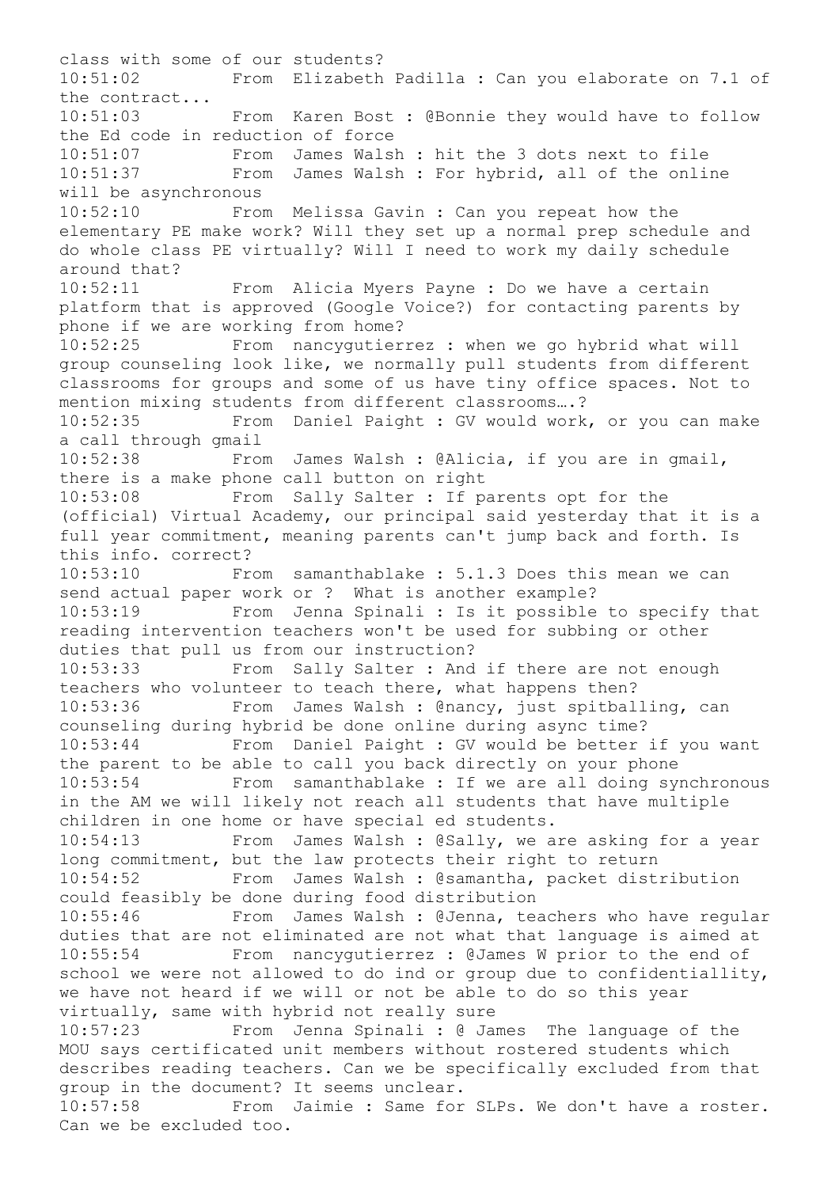class with some of our students?

10:51:02 From Elizabeth Padilla : Can you elaborate on 7.1 of the contract...

10:51:03 From Karen Bost : @Bonnie they would have to follow the Ed code in reduction of force

10:51:07 From James Walsh : hit the 3 dots next to file

10:51:37 From James Walsh : For hybrid, all of the online will be asynchronous

10:52:10 From Melissa Gavin : Can you repeat how the elementary PE make work? Will they set up a normal prep schedule and do whole class PE virtually? Will I need to work my daily schedule around that?

10:52:11 From Alicia Myers Payne : Do we have a certain platform that is approved (Google Voice?) for contacting parents by phone if we are working from home?

10:52:25 From nancygutierrez : when we go hybrid what will group counseling look like, we normally pull students from different classrooms for groups and some of us have tiny office spaces. Not to mention mixing students from different classrooms….?

10:52:35 From Daniel Paight : GV would work, or you can make a call through gmail

10:52:38 From James Walsh : @Alicia, if you are in gmail, there is a make phone call button on right

10:53:08 From Sally Salter : If parents opt for the (official) Virtual Academy, our principal said yesterday that it is a full year commitment, meaning parents can't jump back and forth. Is this info. correct?

10:53:10 From samanthablake : 5.1.3 Does this mean we can send actual paper work or ? What is another example?

10:53:19 From Jenna Spinali : Is it possible to specify that reading intervention teachers won't be used for subbing or other duties that pull us from our instruction?

10:53:33 From Sally Salter : And if there are not enough teachers who volunteer to teach there, what happens then?

10:53:36 From James Walsh : @nancy, just spitballing, can counseling during hybrid be done online during async time?

10:53:44 From Daniel Paight : GV would be better if you want the parent to be able to call you back directly on your phone

10:53:54 From samanthablake : If we are all doing synchronous in the AM we will likely not reach all students that have multiple children in one home or have special ed students.

10:54:13 From James Walsh : @Sally, we are asking for a year long commitment, but the law protects their right to return

10:54:52 From James Walsh : @samantha, packet distribution could feasibly be done during food distribution

10:55:46 From James Walsh : @Jenna, teachers who have regular duties that are not eliminated are not what that language is aimed at

10:55:54 From nancygutierrez : @James W prior to the end of school we were not allowed to do ind or group due to confidentiallity, we have not heard if we will or not be able to do so this year virtually, same with hybrid not really sure

10:57:23 From Jenna Spinali : @ James The language of the MOU says certificated unit members without rostered students which describes reading teachers. Can we be specifically excluded from that group in the document? It seems unclear.

10:57:58 From Jaimie : Same for SLPs. We don't have a roster. Can we be excluded too.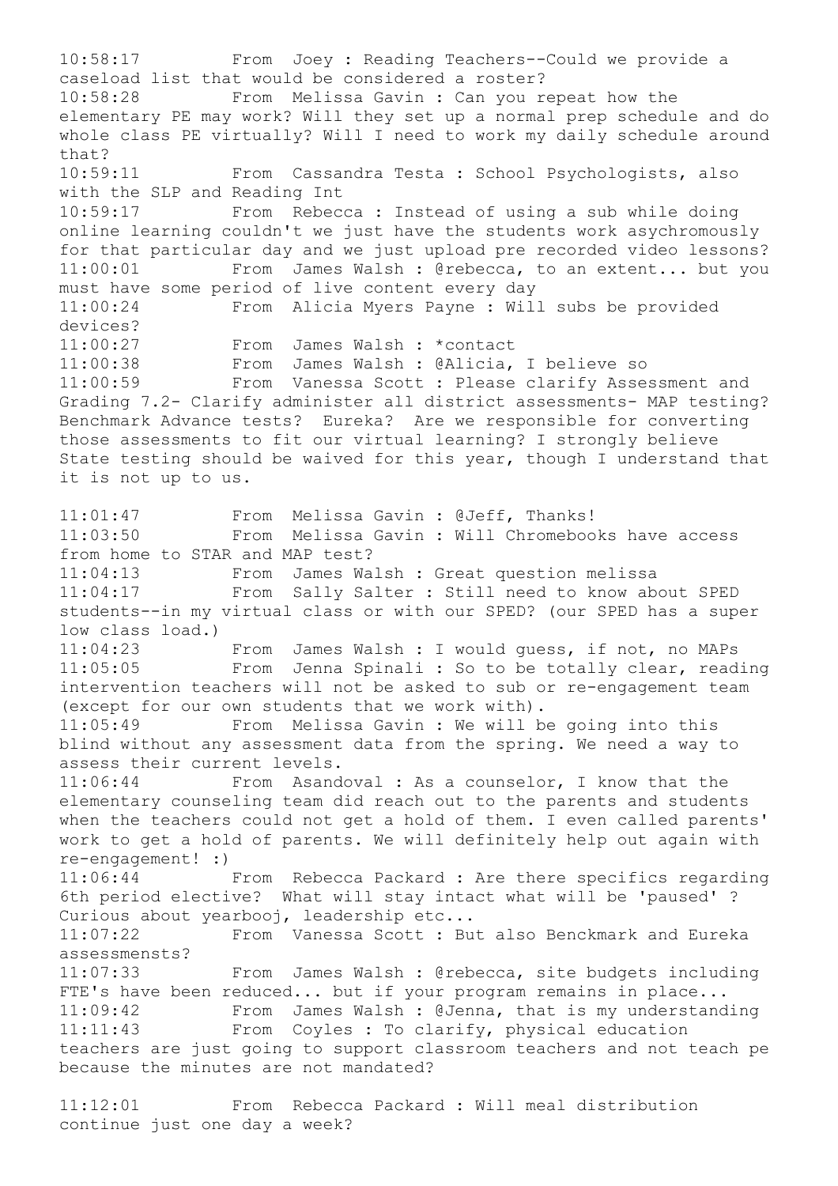10:58:17 From Joey : Reading Teachers--Could we provide a caseload list that would be considered a roster?

10:58:28 From Melissa Gavin : Can you repeat how the elementary PE may work? Will they set up a normal prep schedule and do whole class PE virtually? Will I need to work my daily schedule around that?

10:59:11 From Cassandra Testa : School Psychologists, also with the SLP and Reading Int

10:59:17 From Rebecca : Instead of using a sub while doing online learning couldn't we just have the students work asychromously for that particular day and we just upload pre recorded video lessons?

11:00:01 From James Walsh : @rebecca, to an extent... but you must have some period of live content every day

11:00:24 From Alicia Myers Payne : Will subs be provided devices?

11:00:27 From James Walsh : *contact

11:00:38 From James Walsh : @Alicia, I believe so

11:00:59 From Vanessa Scott : Please clarify Assessment and Grading 7.2- Clarify administer all district assessments- MAP testing? Benchmark Advance tests? Eureka? Are we responsible for converting those assessments to fit our virtual learning? I strongly believe State testing should be waived for this year, though I understand that it is not up to us.

11:01:47 From Melissa Gavin : @Jeff, Thanks!

11:03:50 From Melissa Gavin : Will Chromebooks have access from home to STAR and MAP test?

11:04:13 From James Walsh : Great question melissa

11:04:17 From Sally Salter : Still need to know about SPED students--in my virtual class or with our SPED? (our SPED has a super low class load.)

11:04:23 From James Walsh : I would guess, if not, no MAPs

11:05:05 From Jenna Spinali : So to be totally clear, reading intervention teachers will not be asked to sub or re-engagement team (except for our own students that we work with).

11:05:49 From Melissa Gavin : We will be going into this blind without any assessment data from the spring. We need a way to assess their current levels.

11:06:44 From Asandoval : As a counselor, I know that the elementary counseling team did reach out to the parents and students when the teachers could not get a hold of them. I even called parents' work to get a hold of parents. We will definitely help out again with re-engagement! :)

11:06:44 From Rebecca Packard : Are there specifics regarding 6th period elective? What will stay intact what will be 'paused' ? Curious about yearbooj, leadership etc...

11:07:22 From Vanessa Scott : But also Benckmark and Eureka assessmensts?

11:07:33 From James Walsh : @rebecca, site budgets including FTE's have been reduced... but if your program remains in place...

11:09:42 From James Walsh : @Jenna, that is my understanding

11:11:43 From Coyles : To clarify, physical education teachers are just going to support classroom teachers and not teach pe because the minutes are not mandated?

11:12:01 From Rebecca Packard : Will meal distribution continue just one day a week?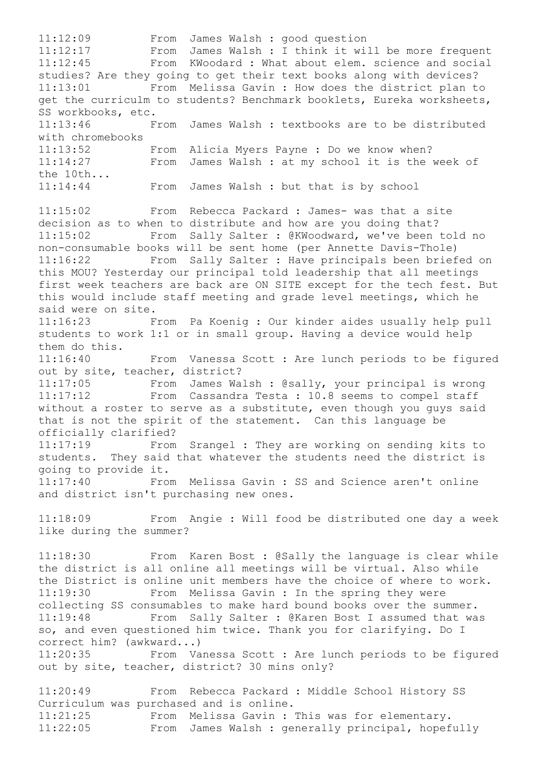11:12:09 From James Walsh : good question
11:12:17 From James Walsh : I think it will be more frequent
11:12:45 From KWoodard : What about elem. science and social studies? Are they going to get their text books along with devices?
11:13:01 From Melissa Gavin : How does the district plan to get the curriculm to students? Benchmark booklets, Eureka worksheets, SS workbooks, etc.
11:13:46 From James Walsh : textbooks are to be distributed with chromebooks
11:13:52 From Alicia Myers Payne : Do we know when?
11:14:27 From James Walsh : at my school it is the week of the 10th...
11:14:44 From James Walsh : but that is by school

11:15:02 From Rebecca Packard : James- was that a site decision as to when to distribute and how are you doing that?
11:15:02 From Sally Salter : @KWoodward, we've been told no non-consumable books will be sent home (per Annette Davis-Thole)
11:16:22 From Sally Salter : Have principals been briefed on this MOU? Yesterday our principal told leadership that all meetings first week teachers are back are ON SITE except for the tech fest. But this would include staff meeting and grade level meetings, which he said were on site.
11:16:23 From Pa Koenig : Our kinder aides usually help pull students to work 1:1 or in small group. Having a device would help them do this.
11:16:40 From Vanessa Scott : Are lunch periods to be figured out by site, teacher, district?
11:17:05 From James Walsh : @sally, your principal is wrong
11:17:12 From Cassandra Testa : 10.8 seems to compel staff without a roster to serve as a substitute, even though you guys said that is not the spirit of the statement. Can this language be officially clarified?
11:17:19 From Srangel : They are working on sending kits to students. They said that whatever the students need the district is going to provide it.
11:17:40 From Melissa Gavin : SS and Science aren't online and district isn't purchasing new ones.

11:18:09 From Angie : Will food be distributed one day a week like during the summer?

11:18:30 From Karen Bost : @Sally the language is clear while the district is all online all meetings will be virtual. Also while the District is online unit members have the choice of where to work.
11:19:30 From Melissa Gavin : In the spring they were collecting SS consumables to make hard bound books over the summer.
11:19:48 From Sally Salter : @Karen Bost I assumed that was so, and even questioned him twice. Thank you for clarifying. Do I correct him? (awkward...)
11:20:35 From Vanessa Scott : Are lunch periods to be figured out by site, teacher, district? 30 mins only?

11:20:49 From Rebecca Packard : Middle School History SS Curriculum was purchased and is online.
11:21:25 From Melissa Gavin : This was for elementary.
11:22:05 From James Walsh : generally principal, hopefully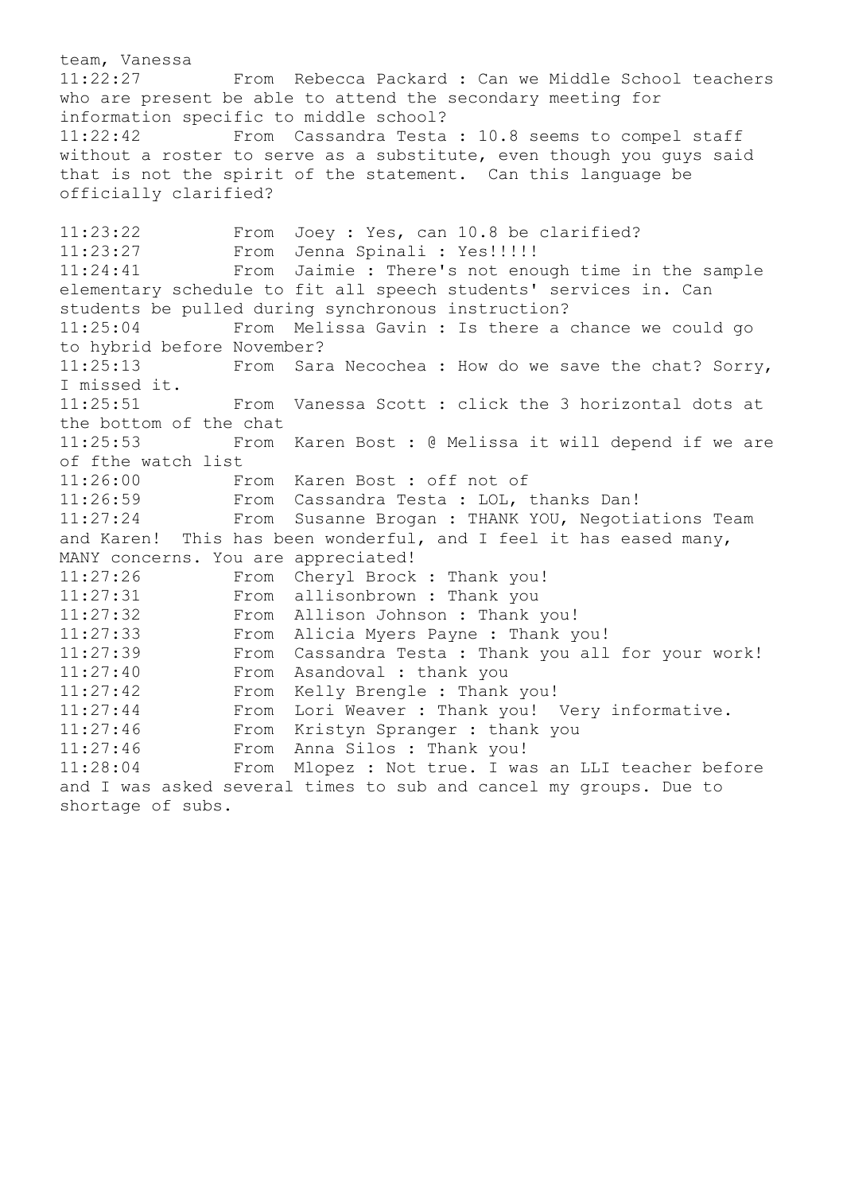team, Vanessa
11:22:27 From Rebecca Packard : Can we Middle School teachers who are present be able to attend the secondary meeting for information specific to middle school?
11:22:42 From Cassandra Testa : 10.8 seems to compel staff without a roster to serve as a substitute, even though you guys said that is not the spirit of the statement. Can this language be officially clarified?

11:23:22 From Joey : Yes, can 10.8 be clarified?
11:23:27 From Jenna Spinali : Yes!!!!!
11:24:41 From Jaimie : There's not enough time in the sample elementary schedule to fit all speech students' services in. Can students be pulled during synchronous instruction?
11:25:04 From Melissa Gavin : Is there a chance we could go to hybrid before November?
11:25:13 From Sara Necochea : How do we save the chat? Sorry, I missed it.
11:25:51 From Vanessa Scott : click the 3 horizontal dots at the bottom of the chat
11:25:53 From Karen Bost : @ Melissa it will depend if we are of fthe watch list
11:26:00 From Karen Bost : off not of
11:26:59 From Cassandra Testa : LOL, thanks Dan!
11:27:24 From Susanne Brogan : THANK YOU, Negotiations Team and Karen! This has been wonderful, and I feel it has eased many, MANY concerns. You are appreciated!
11:27:26 From Cheryl Brock : Thank you!
11:27:31 From allisonbrown : Thank you
11:27:32 From Allison Johnson : Thank you!
11:27:33 From Alicia Myers Payne : Thank you!
11:27:39 From Cassandra Testa : Thank you all for your work!
11:27:40 From Asandoval : thank you
11:27:42 From Kelly Brengle : Thank you!
11:27:44 From Lori Weaver : Thank you! Very informative.
11:27:46 From Kristyn Spranger : thank you
11:27:46 From Anna Silos : Thank you!
11:28:04 From Mlopez : Not true. I was an LLI teacher before and I was asked several times to sub and cancel my groups. Due to shortage of subs.